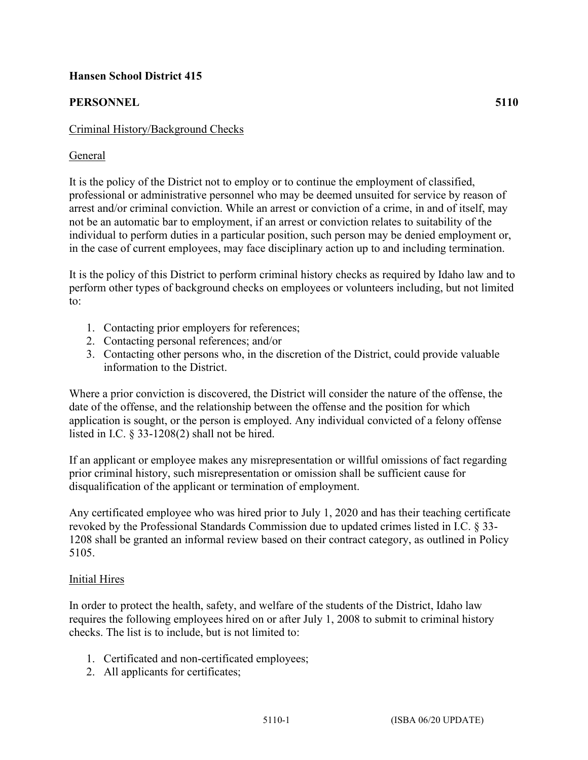**Hansen School District 415**

**PERSONNEL 5110**

Criminal History/Background Checks

General

It is the policy of the District not to employ or to continue the employment of classified, professional or administrative personnel who may be deemed unsuited for service by reason of arrest and/or criminal conviction. While an arrest or conviction of a crime, in and of itself, may not be an automatic bar to employment, if an arrest or conviction relates to suitability of the individual to perform duties in a particular position, such person may be denied employment or, in the case of current employees, may face disciplinary action up to and including termination.

It is the policy of this District to perform criminal history checks as required by Idaho law and to perform other types of background checks on employees or volunteers including, but not limited to:

1. Contacting prior employers for references;
2. Contacting personal references; and/or
3. Contacting other persons who, in the discretion of the District, could provide valuable information to the District.

Where a prior conviction is discovered, the District will consider the nature of the offense, the date of the offense, and the relationship between the offense and the position for which application is sought, or the person is employed. Any individual convicted of a felony offense listed in I.C. § 33-1208(2) shall not be hired.

If an applicant or employee makes any misrepresentation or willful omissions of fact regarding prior criminal history, such misrepresentation or omission shall be sufficient cause for disqualification of the applicant or termination of employment.

Any certificated employee who was hired prior to July 1, 2020 and has their teaching certificate revoked by the Professional Standards Commission due to updated crimes listed in I.C. § 33-1208 shall be granted an informal review based on their contract category, as outlined in Policy 5105.

Initial Hires

In order to protect the health, safety, and welfare of the students of the District, Idaho law requires the following employees hired on or after July 1, 2008 to submit to criminal history checks. The list is to include, but is not limited to:

1. Certificated and non-certificated employees;
2. All applicants for certificates;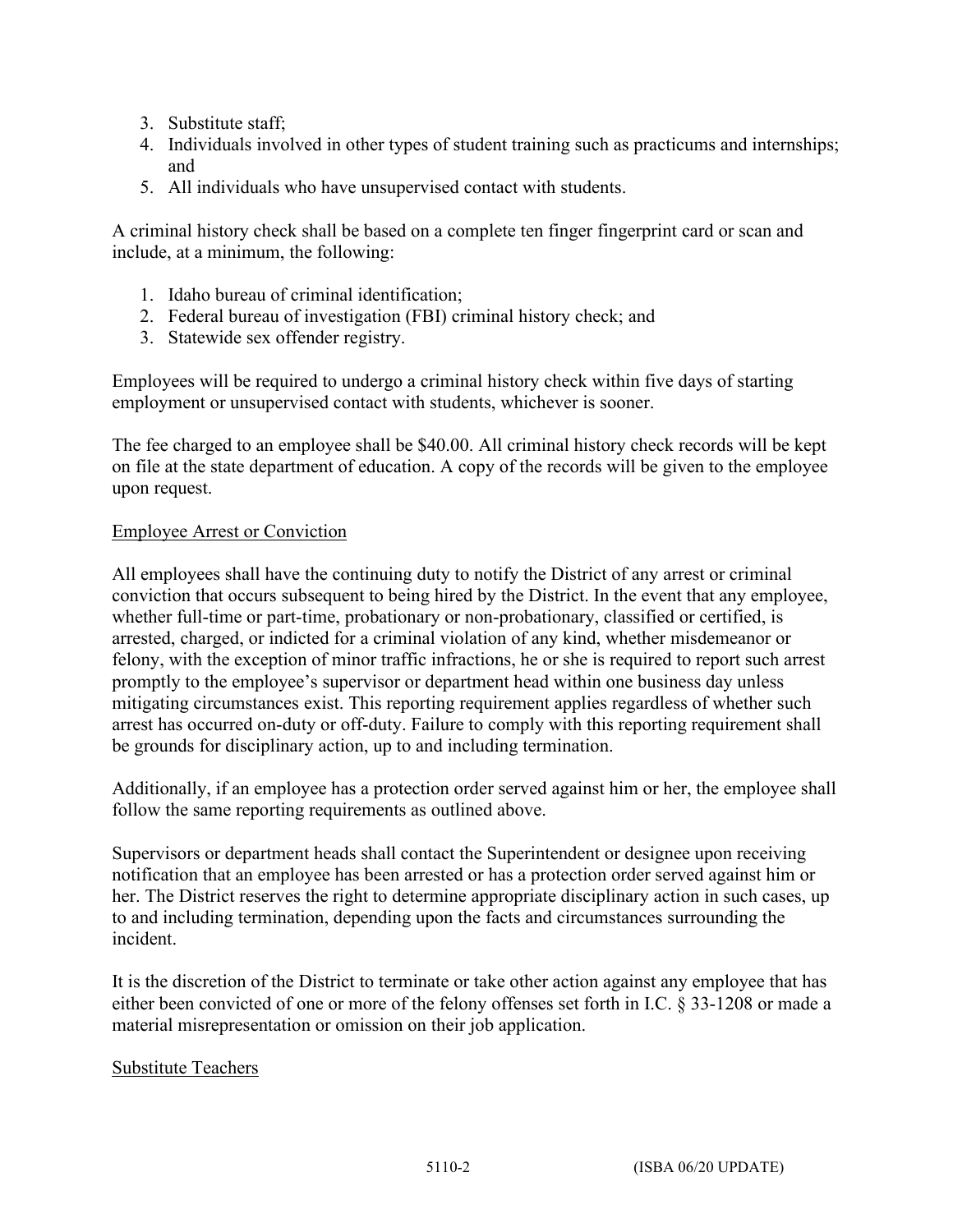3. Substitute staff;
4. Individuals involved in other types of student training such as practicums and internships; and
5. All individuals who have unsupervised contact with students.

A criminal history check shall be based on a complete ten finger fingerprint card or scan and include, at a minimum, the following:

1. Idaho bureau of criminal identification;
2. Federal bureau of investigation (FBI) criminal history check; and
3. Statewide sex offender registry.

Employees will be required to undergo a criminal history check within five days of starting employment or unsupervised contact with students, whichever is sooner.

The fee charged to an employee shall be $40.00. All criminal history check records will be kept on file at the state department of education. A copy of the records will be given to the employee upon request.

<u>Employee Arrest or Conviction</u>

All employees shall have the continuing duty to notify the District of any arrest or criminal conviction that occurs subsequent to being hired by the District. In the event that any employee, whether full-time or part-time, probationary or non-probationary, classified or certified, is arrested, charged, or indicted for a criminal violation of any kind, whether misdemeanor or felony, with the exception of minor traffic infractions, he or she is required to report such arrest promptly to the employee's supervisor or department head within one business day unless mitigating circumstances exist. This reporting requirement applies regardless of whether such arrest has occurred on-duty or off-duty. Failure to comply with this reporting requirement shall be grounds for disciplinary action, up to and including termination.

Additionally, if an employee has a protection order served against him or her, the employee shall follow the same reporting requirements as outlined above.

Supervisors or department heads shall contact the Superintendent or designee upon receiving notification that an employee has been arrested or has a protection order served against him or her. The District reserves the right to determine appropriate disciplinary action in such cases, up to and including termination, depending upon the facts and circumstances surrounding the incident.

It is the discretion of the District to terminate or take other action against any employee that has either been convicted of one or more of the felony offenses set forth in I.C. § 33-1208 or made a material misrepresentation or omission on their job application.

<u>Substitute Teachers</u>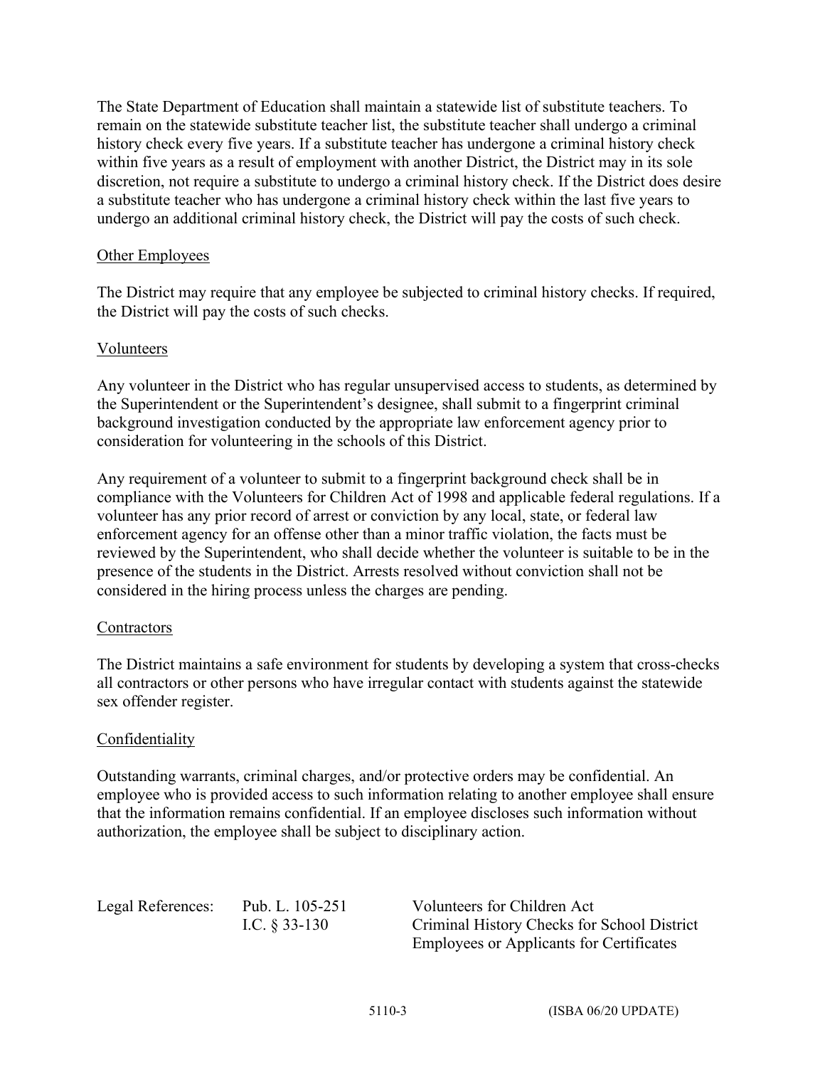The State Department of Education shall maintain a statewide list of substitute teachers. To remain on the statewide substitute teacher list, the substitute teacher shall undergo a criminal history check every five years. If a substitute teacher has undergone a criminal history check within five years as a result of employment with another District, the District may in its sole discretion, not require a substitute to undergo a criminal history check. If the District does desire a substitute teacher who has undergone a criminal history check within the last five years to undergo an additional criminal history check, the District will pay the costs of such check.

## Other Employees

The District may require that any employee be subjected to criminal history checks. If required, the District will pay the costs of such checks.

## Volunteers

Any volunteer in the District who has regular unsupervised access to students, as determined by the Superintendent or the Superintendent's designee, shall submit to a fingerprint criminal background investigation conducted by the appropriate law enforcement agency prior to consideration for volunteering in the schools of this District.

Any requirement of a volunteer to submit to a fingerprint background check shall be in compliance with the Volunteers for Children Act of 1998 and applicable federal regulations. If a volunteer has any prior record of arrest or conviction by any local, state, or federal law enforcement agency for an offense other than a minor traffic violation, the facts must be reviewed by the Superintendent, who shall decide whether the volunteer is suitable to be in the presence of the students in the District. Arrests resolved without conviction shall not be considered in the hiring process unless the charges are pending.

## Contractors

The District maintains a safe environment for students by developing a system that cross-checks all contractors or other persons who have irregular contact with students against the statewide sex offender register.

## Confidentiality

Outstanding warrants, criminal charges, and/or protective orders may be confidential. An employee who is provided access to such information relating to another employee shall ensure that the information remains confidential. If an employee discloses such information without authorization, the employee shall be subject to disciplinary action.

| Legal References: | Pub. L. 105-251 | Volunteers for Children Act |
| --- | --- | --- |
| | I.C. § 33-130 | Criminal History Checks for School District Employees or Applicants for Certificates |

5110-3 (ISBA 06/20 UPDATE)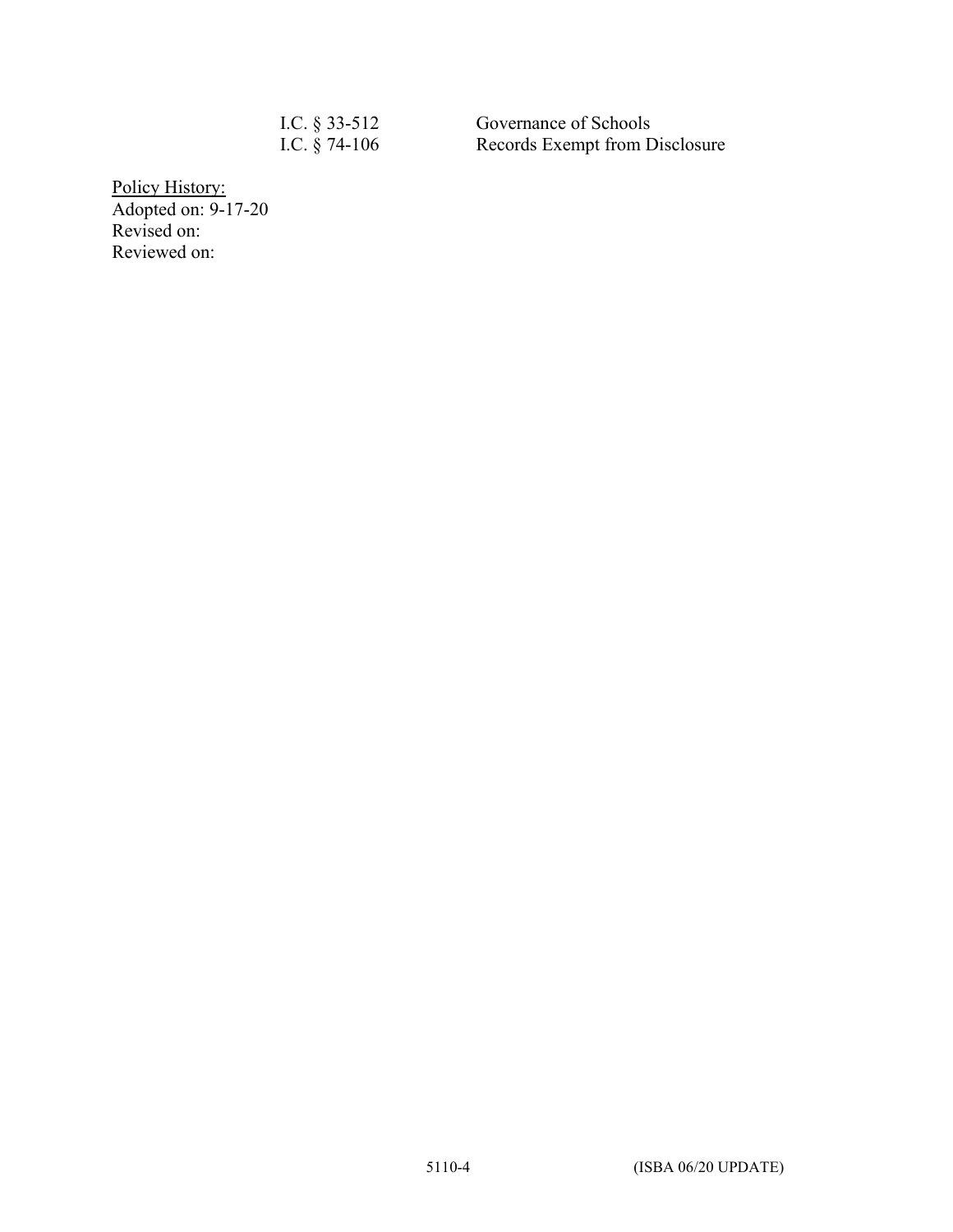| | |
| --- | --- |
| I.C. § 33-512 | Governance of Schools |
| I.C. § 74-106 | Records Exempt from Disclosure |

Policy History:
Adopted on: 9-17-20
Revised on:
Reviewed on: